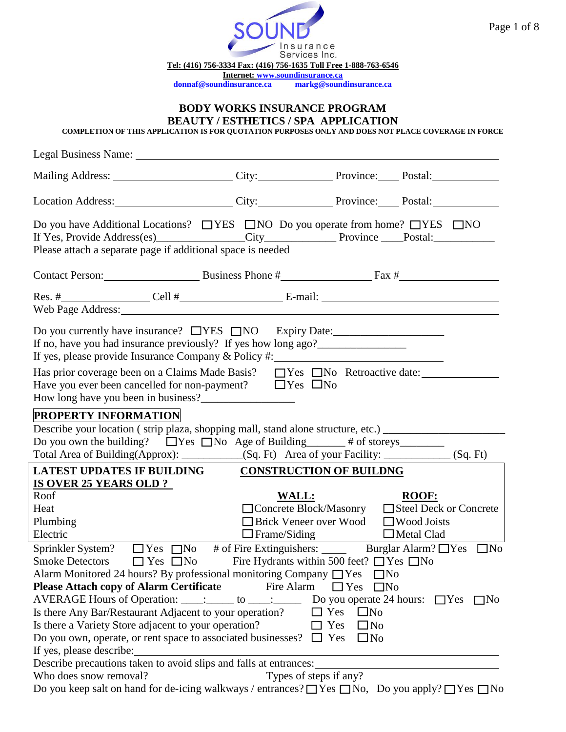SOUND Insurance Services Inc.

**Tel: (416) 756-3334 Fax: (416) 756-1635 Toll Free 1-888-763-6546**

**Internet: www.soundinsurance.ca**

**donnaf@soundinsurance.ca markg@soundinsurance.ca**

## BODY WORKS INSURANCE PROGRAM
## BEAUTY / ESTHETICS / SPA APPLICATION

**COMPLETION OF THIS APPLICATION IS FOR QUOTATION PURPOSES ONLY AND DOES NOT PLACE COVERAGE IN FORCE**

Legal Business Name: ____________________

Mailing Address: ____________________ City: ____________ Province: ____ Postal: ____________

Location Address: ____________________ City: ____________ Province: ____ Postal: ____________

Do you have Additional Locations? ☐YES ☐NO Do you operate from home? ☐YES ☐NO
If Yes, Provide Address(es)______________City____________ Province ____Postal:___________
Please attach a separate page if additional space is needed

Contact Person: ______________ Business Phone #______________ Fax #______________

Res. #______________ Cell #________________ E-mail: ____________________
Web Page Address: ____________________

Do you currently have insurance? ☐YES ☐NO Expiry Date:___________________
If no, have you had insurance previously? If yes how long ago?________________
If yes, please provide Insurance Company & Policy #:____________________

Has prior coverage been on a Claims Made Basis? ☐Yes ☐No Retroactive date: ____________
Have you ever been cancelled for non-payment? ☐Yes ☐No
How long have you been in business?________________

**PROPERTY INFORMATION**

Describe your location ( strip plaza, shopping mall, stand alone structure, etc.) ____________________
Do you own the building? ☐Yes ☐No Age of Building______ # of storeys________
Total Area of Building(Approx): ___________(Sq. Ft) Area of your Facility: ____________ (Sq. Ft)

| **LATEST UPDATES IF BUILDING IS OVER 25 YEARS OLD ?** | **CONSTRUCTION OF BUILDNG** | |
|---|---|---|
| | **WALL:** | **ROOF:** |
| Roof | ☐Concrete Block/Masonry | ☐Steel Deck or Concrete |
| Heat | ☐Brick Veneer over Wood | ☐Wood Joists |
| Plumbing | ☐Frame/Siding | ☐Metal Clad |
| Electric | | |

Sprinkler System? ☐Yes ☐No # of Fire Extinguishers: _____ Burglar Alarm? ☐Yes ☐No
Smoke Detectors ☐ Yes ☐No Fire Hydrants within 500 feet? ☐ Yes ☐No
Alarm Monitored 24 hours? By professional monitoring Company ☐Yes ☐No
**Please Attach copy of Alarm Certificate** Fire Alarm ☐ Yes ☐No
AVERAGE Hours of Operation: ____:_____ to ____:_____ Do you operate 24 hours: ☐Yes ☐No
Is there Any Bar/Restaurant Adjacent to your operation? ☐ Yes ☐No
Is there a Variety Store adjacent to your operation? ☐ Yes ☐No
Do you own, operate, or rent space to associated businesses? ☐ Yes ☐No
If yes, please describe: ____________________
Describe precautions taken to avoid slips and falls at entrances: ____________________
Who does snow removal?____________________Types of steps if any? ____________________
Do you keep salt on hand for de-icing walkways / entrances? ☐Yes ☐No, Do you apply? ☐Yes ☐No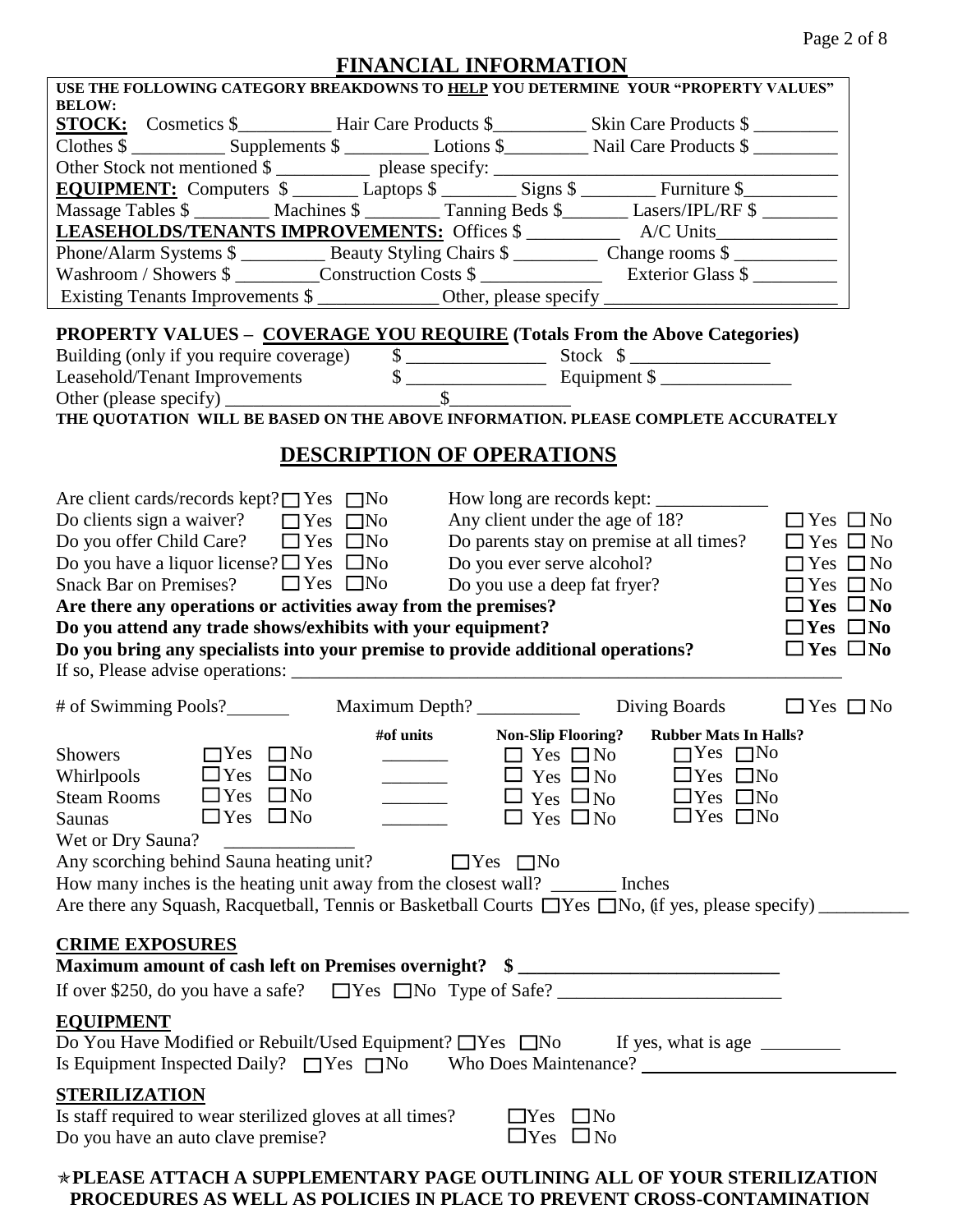# FINANCIAL INFORMATION

**USE THE FOLLOWING CATEGORY BREAKDOWNS TO HELP YOU DETERMINE YOUR "PROPERTY VALUES" BELOW:**

**STOCK:** Cosmetics $__________ Hair Care Products $__________ Skin Care Products $ _________
Clothes $ __________ Supplements $ _________ Lotions $_________ Nail Care Products $ _________
Other Stock not mentioned $ __________ please specify: ____________________________________

**EQUIPMENT:** Computers $ _______ Laptops $ ________ Signs $ ________ Furniture $__________
Massage Tables $ ________ Machines $ ________ Tanning Beds $_______ Lasers/IPL/RF $ ________

**LEASEHOLDS/TENANTS IMPROVEMENTS:** Offices $ __________ A/C Units_____________
Phone/Alarm Systems $ _________ Beauty Styling Chairs $ _________ Change rooms $ ___________
Washroom / Showers $ _________Construction Costs $ _____________ Exterior Glass $ _________
Existing Tenants Improvements $ _____________ Other, please specify _________________________

**PROPERTY VALUES – COVERAGE YOU REQUIRE (Totals From the Above Categories)**

Building (only if you require coverage) $ _______________ Stock $ _______________
Leasehold/Tenant Improvements $ _______________ Equipment $ ______________
Other (please specify) _______________________$_____________

**THE QUOTATION WILL BE BASED ON THE ABOVE INFORMATION. PLEASE COMPLETE ACCURATELY**

# DESCRIPTION OF OPERATIONS

Are client cards/records kept? ☐ Yes ☐ No
How long are records kept: ____________
Do clients sign a waiver? ☐ Yes ☐ No
Any client under the age of 18? ☐ Yes ☐ No
Do you offer Child Care? ☐ Yes ☐ No
Do parents stay on premise at all times? ☐ Yes ☐ No
Do you have a liquor license? ☐ Yes ☐ No
Do you ever serve alcohol? ☐ Yes ☐ No
Snack Bar on Premises? ☐ Yes ☐ No
Do you use a deep fat fryer? ☐ Yes ☐ No

**Are there any operations or activities away from the premises? ☐ Yes ☐ No**
**Do you attend any trade shows/exhibits with your equipment? ☐ Yes ☐ No**
**Do you bring any specialists into your premise to provide additional operations? ☐ Yes ☐ No**

If so, Please advise operations: ______________________________________________________________

# of Swimming Pools?_______ Maximum Depth? ___________ Diving Boards ☐ Yes ☐ No

| | | #of units | Non-Slip Flooring? | Rubber Mats In Halls? |
|---|---|---|---|---|
| Showers | ☐ Yes ☐ No | _______ | ☐ Yes ☐ No | ☐ Yes ☐ No |
| Whirlpools | ☐ Yes ☐ No | _______ | ☐ Yes ☐ No | ☐ Yes ☐ No |
| Steam Rooms | ☐ Yes ☐ No | _______ | ☐ Yes ☐ No | ☐ Yes ☐ No |
| Saunas | ☐ Yes ☐ No | _______ | ☐ Yes ☐ No | ☐ Yes ☐ No |

Wet or Dry Sauna? ______________
Any scorching behind Sauna heating unit? ☐ Yes ☐ No
How many inches is the heating unit away from the closest wall? _______ Inches
Are there any Squash, Racquetball, Tennis or Basketball Courts ☐ Yes ☐ No, (if yes, please specify) _________

## CRIME EXPOSURES

**Maximum amount of cash left on Premises overnight? $ ____________________________**

If over $250, do you have a safe? ☐ Yes ☐ No Type of Safe? ________________________

## EQUIPMENT

Do You Have Modified or Rebuilt/Used Equipment? ☐ Yes ☐ No If yes, what is age ________
Is Equipment Inspected Daily? ☐ Yes ☐ No Who Does Maintenance? ____________________________

## STERILIZATION

Is staff required to wear sterilized gloves at all times? ☐ Yes ☐ No
Do you have an auto clave premise? ☐ Yes ☐ No

**✯PLEASE ATTACH A SUPPLEMENTARY PAGE OUTLINING ALL OF YOUR STERILIZATION PROCEDURES AS WELL AS POLICIES IN PLACE TO PREVENT CROSS-CONTAMINATION**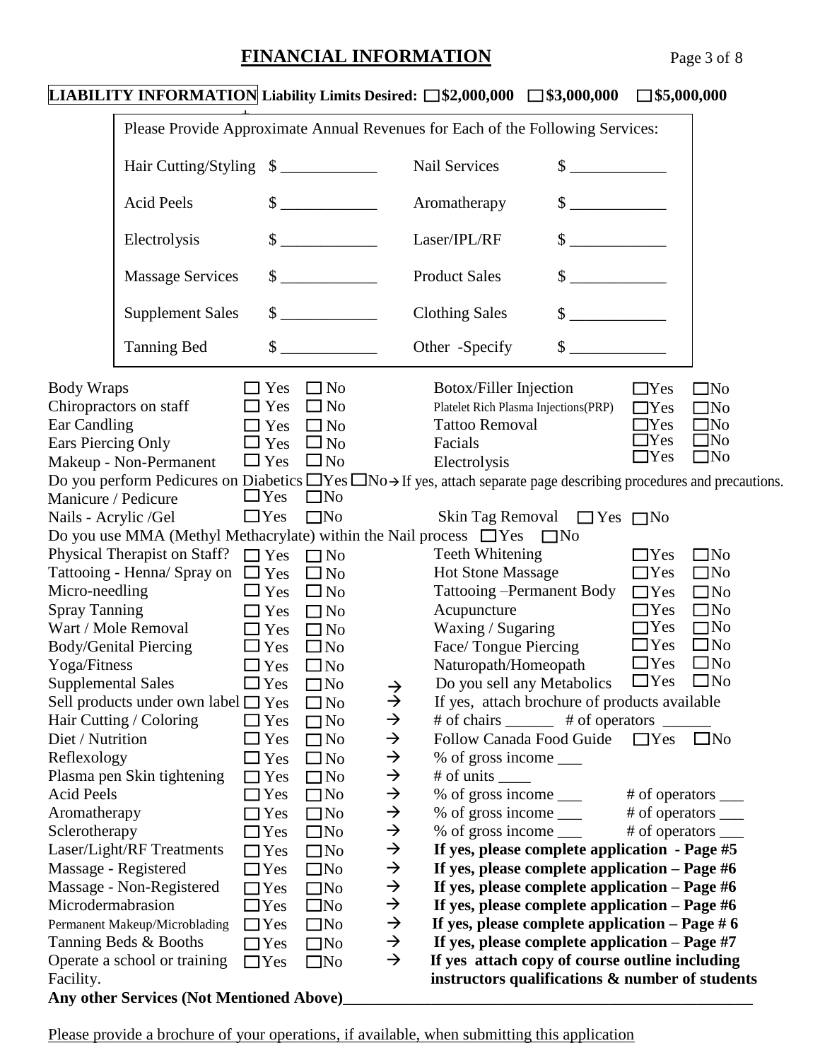# FINANCIAL INFORMATION

**LIABILITY INFORMATION** **Liability Limits Desired: ☐$2,000,000 ☐$3,000,000 ☐$5,000,000**

Please Provide Approximate Annual Revenues for Each of the Following Services:

| Service | Revenue | Service | Revenue |
|---|---|---|---|
| Hair Cutting/Styling | $ ____________ | Nail Services | $ ____________ |
| Acid Peels | $ ____________ | Aromatherapy | $ ____________ |
| Electrolysis | $ ____________ | Laser/IPL/RF | $ ____________ |
| Massage Services | $ ____________ | Product Sales | $ ____________ |
| Supplement Sales | $ ____________ | Clothing Sales | $ ____________ |
| Tanning Bed | $ ____________ | Other -Specify | $ ____________ |

| Service | Yes | No | Service | Yes | No |
|---|---|---|---|---|---|
| Body Wraps | ☐ Yes | ☐ No | Botox/Filler Injection | ☐Yes | ☐No |
| Chiropractors on staff | ☐ Yes | ☐ No | Platelet Rich Plasma Injections(PRP) | ☐Yes | ☐No |
| Ear Candling | ☐ Yes | ☐ No | Tattoo Removal | ☐Yes | ☐No |
| Ears Piercing Only | ☐ Yes | ☐ No | Facials | ☐Yes | ☐No |
| Makeup - Non-Permanent | ☐ Yes | ☐ No | Electrolysis | ☐Yes | ☐No |

Do you perform Pedicures on Diabetics ☐Yes ☐No → If yes, attach separate page describing procedures and precautions.

| Service | Yes | No | Service | Yes | No |
|---|---|---|---|---|---|
| Manicure / Pedicure | ☐Yes | ☐No | | | |
| Nails - Acrylic /Gel | ☐Yes | ☐No | Skin Tag Removal | ☐ Yes | ☐No |

Do you use MMA (Methyl Methacrylate) within the Nail process ☐Yes ☐No

| Service | Yes | No | Service | Yes | No |
|---|---|---|---|---|---|
| Physical Therapist on Staff? | ☐ Yes | ☐ No | Teeth Whitening | ☐Yes | ☐No |
| Tattooing - Henna/ Spray on | ☐ Yes | ☐ No | Hot Stone Massage | ☐Yes | ☐No |
| Micro-needling | ☐ Yes | ☐ No | Tattooing –Permanent Body | ☐Yes | ☐No |
| Spray Tanning | ☐ Yes | ☐ No | Acupuncture | ☐Yes | ☐No |
| Wart / Mole Removal | ☐ Yes | ☐ No | Waxing / Sugaring | ☐Yes | ☐No |
| Body/Genital Piercing | ☐ Yes | ☐ No | Face/ Tongue Piercing | ☐Yes | ☐No |
| Yoga/Fitness | ☐ Yes | ☐ No | Naturopath/Homeopath | ☐Yes | ☐No |

| Service | Yes | No | | Details |
|---|---|---|---|---|
| Supplemental Sales | ☐ Yes | ☐No | → | Do you sell any Metabolics ☐Yes ☐No |
| Sell products under own label | ☐ Yes | ☐ No | → | If yes, attach brochure of products available |
| Hair Cutting / Coloring | ☐ Yes | ☐ No | → | # of chairs ______ # of operators ______ |
| Diet / Nutrition | ☐ Yes | ☐ No | → | Follow Canada Food Guide ☐Yes ☐No |
| Reflexology | ☐ Yes | ☐ No | → | % of gross income ___ |
| Plasma pen Skin tightening | ☐ Yes | ☐ No | → | # of units ____ |
| Acid Peels | ☐Yes | ☐No | → | % of gross income ___ # of operators ___ |
| Aromatherapy | ☐Yes | ☐No | → | % of gross income ___ # of operators ___ |
| Sclerotherapy | ☐Yes | ☐No | → | % of gross income ___ # of operators ___ |
| Laser/Light/RF Treatments | ☐Yes | ☐No | → | **If yes, please complete application - Page #5** |
| Massage - Registered | ☐Yes | ☐No | → | **If yes, please complete application – Page #6** |
| Massage - Non-Registered | ☐Yes | ☐No | → | **If yes, please complete application – Page #6** |
| Microdermabrasion | ☐Yes | ☐No | → | **If yes, please complete application – Page #6** |
| Permanent Makeup/Microblading | ☐Yes | ☐No | → | **If yes, please complete application – Page # 6** |
| Tanning Beds & Booths | ☐Yes | ☐No | → | **If yes, please complete application – Page #7** |
| Operate a school or training Facility. | ☐Yes | ☐No | → | **If yes attach copy of course outline including instructors qualifications & number of students** |

**Any other Services (Not Mentioned Above)**____________________________________________________

Please provide a brochure of your operations, if available, when submitting this application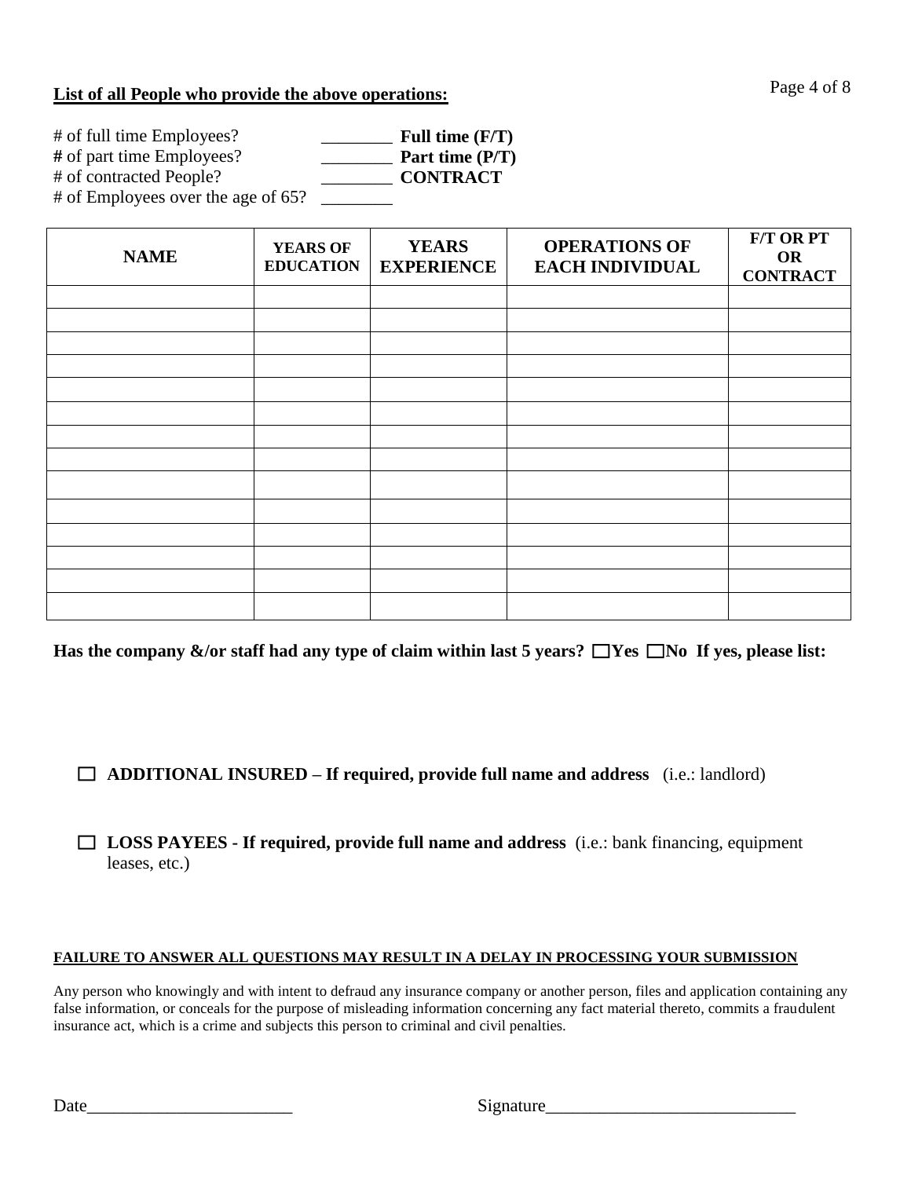**List of all People who provide the above operations:**

# of full time Employees? ________ **Full time (F/T)**
# of part time Employees? ________ **Part time (P/T)**
# of contracted People? ________ **CONTRACT**
# of Employees over the age of 65? ________

| NAME | YEARS OF EDUCATION | YEARS EXPERIENCE | OPERATIONS OF EACH INDIVIDUAL | F/T OR PT OR CONTRACT |
|---|---|---|---|---|
| | | | | |
| | | | | |
| | | | | |
| | | | | |
| | | | | |
| | | | | |
| | | | | |
| | | | | |
| | | | | |
| | | | | |
| | | | | |
| | | | | |
| | | | | |
| | | | | |

**Has the company &/or staff had any type of claim within last 5 years? ☐Yes ☐No If yes, please list:**

☐ **ADDITIONAL INSURED – If required, provide full name and address** (i.e.: landlord)

☐ **LOSS PAYEES - If required, provide full name and address** (i.e.: bank financing, equipment leases, etc.)

**FAILURE TO ANSWER ALL QUESTIONS MAY RESULT IN A DELAY IN PROCESSING YOUR SUBMISSION**

Any person who knowingly and with intent to defraud any insurance company or another person, files and application containing any false information, or conceals for the purpose of misleading information concerning any fact material thereto, commits a fraudulent insurance act, which is a crime and subjects this person to criminal and civil penalties.

Date________________________ Signature_____________________________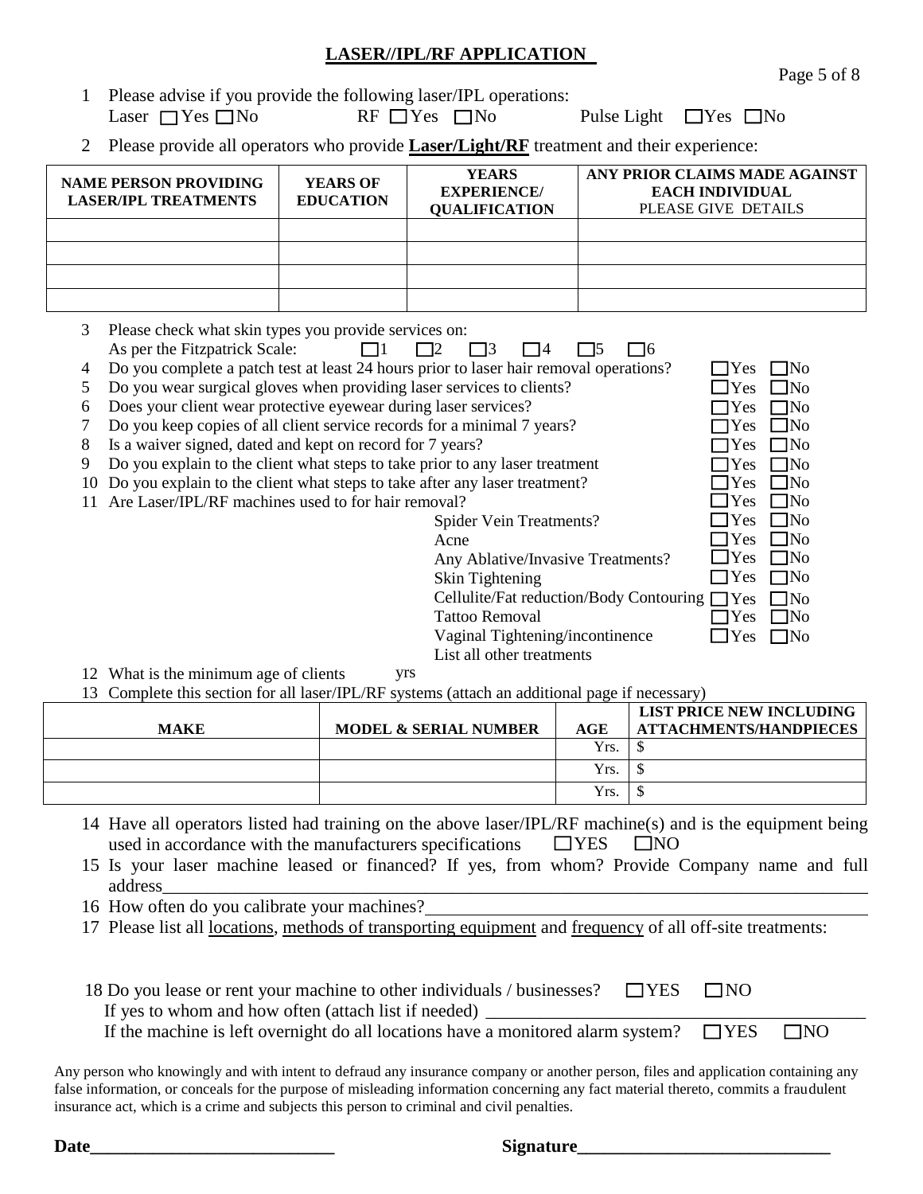## LASER//IPL/RF APPLICATION

1 Please advise if you provide the following laser/IPL operations:
Laser ☐Yes ☐No RF ☐Yes ☐No Pulse Light ☐Yes ☐No

2 Please provide all operators who provide **Laser/Light/RF** treatment and their experience:

| NAME PERSON PROVIDING LASER/IPL TREATMENTS | YEARS OF EDUCATION | YEARS EXPERIENCE/ QUALIFICATION | ANY PRIOR CLAIMS MADE AGAINST EACH INDIVIDUAL PLEASE GIVE DETAILS |
|---|---|---|---|
| | | | |
| | | | |
| | | | |
| | | | |

3 Please check what skin types you provide services on:
As per the Fitzpatrick Scale: ☐1 ☐2 ☐3 ☐4 ☐5 ☐6

4 Do you complete a patch test at least 24 hours prior to laser hair removal operations? ☐Yes ☐No

5 Do you wear surgical gloves when providing laser services to clients? ☐Yes ☐No

6 Does your client wear protective eyewear during laser services? ☐Yes ☐No

7 Do you keep copies of all client service records for a minimal 7 years? ☐Yes ☐No

8 Is a waiver signed, dated and kept on record for 7 years? ☐Yes ☐No

9 Do you explain to the client what steps to take prior to any laser treatment ☐Yes ☐No

10 Do you explain to the client what steps to take after any laser treatment? ☐Yes ☐No

11 Are Laser/IPL/RF machines used to for hair removal? ☐Yes ☐No
- Spider Vein Treatments? ☐Yes ☐No
- Acne ☐Yes ☐No
- Any Ablative/Invasive Treatments? ☐Yes ☐No
- Skin Tightening ☐Yes ☐No
- Cellulite/Fat reduction/Body Contouring ☐Yes ☐No
- Tattoo Removal ☐Yes ☐No
- Vaginal Tightening/incontinence ☐Yes ☐No
- List all other treatments

12 What is the minimum age of clients yrs

13 Complete this section for all laser/IPL/RF systems (attach an additional page if necessary)

| MAKE | MODEL & SERIAL NUMBER | AGE | LIST PRICE NEW INCLUDING ATTACHMENTS/HANDPIECES |
|---|---|---|---|
| | | Yrs. | $ |
| | | Yrs. | $ |
| | | Yrs. | $ |

14 Have all operators listed had training on the above laser/IPL/RF machine(s) and is the equipment being used in accordance with the manufacturers specifications ☐YES ☐NO

15 Is your laser machine leased or financed? If yes, from whom? Provide Company name and full address\_\_\_\_\_\_\_\_\_\_\_\_\_\_\_\_\_\_\_\_\_\_\_\_\_\_\_\_\_\_\_\_\_\_\_\_\_\_\_\_\_\_\_\_\_\_\_\_\_\_\_\_

16 How often do you calibrate your machines?\_\_\_\_\_\_\_\_\_\_\_\_\_\_\_\_\_\_\_\_\_\_\_\_\_\_\_\_\_\_\_\_\_\_

17 Please list all <u>locations</u>, <u>methods of transporting equipment</u> and <u>frequency</u> of all off-site treatments:

18 Do you lease or rent your machine to other individuals / businesses? ☐YES ☐NO
If yes to whom and how often (attach list if needed) \_\_\_\_\_\_\_\_\_\_\_\_\_\_\_\_\_\_\_\_\_\_\_\_\_\_\_\_\_\_
If the machine is left overnight do all locations have a monitored alarm system? ☐YES ☐NO

Any person who knowingly and with intent to defraud any insurance company or another person, files and application containing any false information, or conceals for the purpose of misleading information concerning any fact material thereto, commits a fraudulent insurance act, which is a crime and subjects this person to criminal and civil penalties.

**Date**\_\_\_\_\_\_\_\_\_\_\_\_\_\_\_\_\_\_\_\_\_\_\_\_\_\_\_ **Signature**\_\_\_\_\_\_\_\_\_\_\_\_\_\_\_\_\_\_\_\_\_\_\_\_\_\_\_\_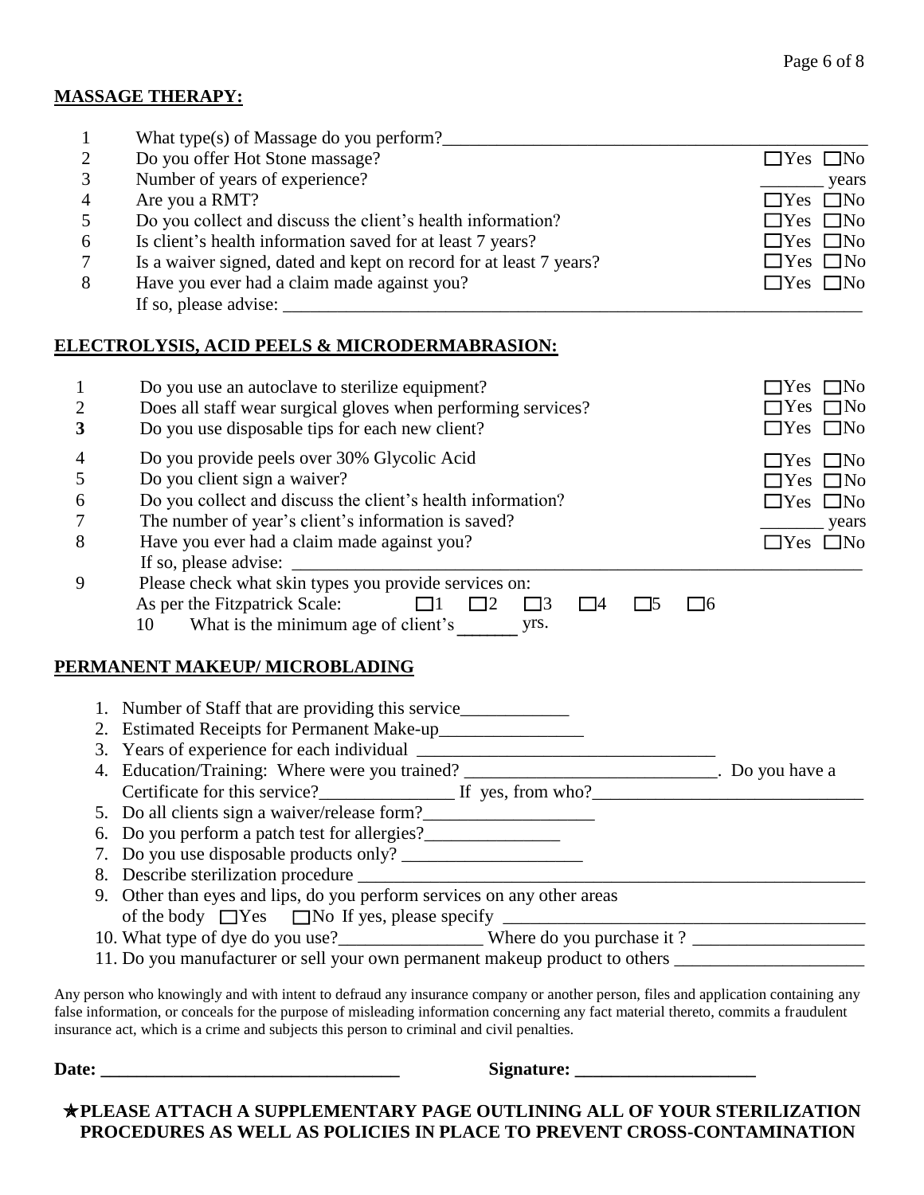**MASSAGE THERAPY:**

| | | |
|---|---|---|
| 1 | What type(s) of Massage do you perform?_______________________________________________ | |
| 2 | Do you offer Hot Stone massage? | ☐Yes ☐No |
| 3 | Number of years of experience? | _______ years |
| 4 | Are you a RMT? | ☐Yes ☐No |
| 5 | Do you collect and discuss the client's health information? | ☐Yes ☐No |
| 6 | Is client's health information saved for at least 7 years? | ☐Yes ☐No |
| 7 | Is a waiver signed, dated and kept on record for at least 7 years? | ☐Yes ☐No |
| 8 | Have you ever had a claim made against you? | ☐Yes ☐No |
| | If so, please advise: _______________________________________________________________ | |

**ELECTROLYSIS, ACID PEELS & MICRODERMABRASION:**

| | | |
|---|---|---|
| 1 | Do you use an autoclave to sterilize equipment? | ☐Yes ☐No |
| 2 | Does all staff wear surgical gloves when performing services? | ☐Yes ☐No |
| **3** | Do you use disposable tips for each new client? | ☐Yes ☐No |
| 4 | Do you provide peels over 30% Glycolic Acid | ☐Yes ☐No |
| 5 | Do you client sign a waiver? | ☐Yes ☐No |
| 6 | Do you collect and discuss the client's health information? | ☐Yes ☐No |
| 7 | The number of year's client's information is saved? | _______ years |
| 8 | Have you ever had a claim made against you? | ☐Yes ☐No |
| | If so, please advise: _______________________________________________________________ | |
| 9 | Please check what skin types you provide services on: As per the Fitzpatrick Scale: ☐1 ☐2 ☐3 ☐4 ☐5 ☐6 | |
| 10 | What is the minimum age of client's ______ yrs. | |

**PERMANENT MAKEUP/ MICROBLADING**

1. Number of Staff that are providing this service____________
2. Estimated Receipts for Permanent Make-up________________
3. Years of experience for each individual _________________________________
4. Education/Training: Where were you trained? ____________________________. Do you have a Certificate for this service?_______________ If yes, from who?______________________________
5. Do all clients sign a waiver/release form?___________________
6. Do you perform a patch test for allergies?_______________
7. Do you use disposable products only? ____________________
8. Describe sterilization procedure ___________________________________________________________
9. Other than eyes and lips, do you perform services on any other areas of the body ☐Yes ☐No If yes, please specify ________________________________________
10. What type of dye do you use?________________ Where do you purchase it ? ___________________
11. Do you manufacturer or sell your own permanent makeup product to others _____________________

Any person who knowingly and with intent to defraud any insurance company or another person, files and application containing any false information, or conceals for the purpose of misleading information concerning any fact material thereto, commits a fraudulent insurance act, which is a crime and subjects this person to criminal and civil penalties.

**Date: _________________________________** **Signature: ____________________**

**★PLEASE ATTACH A SUPPLEMENTARY PAGE OUTLINING ALL OF YOUR STERILIZATION PROCEDURES AS WELL AS POLICIES IN PLACE TO PREVENT CROSS-CONTAMINATION**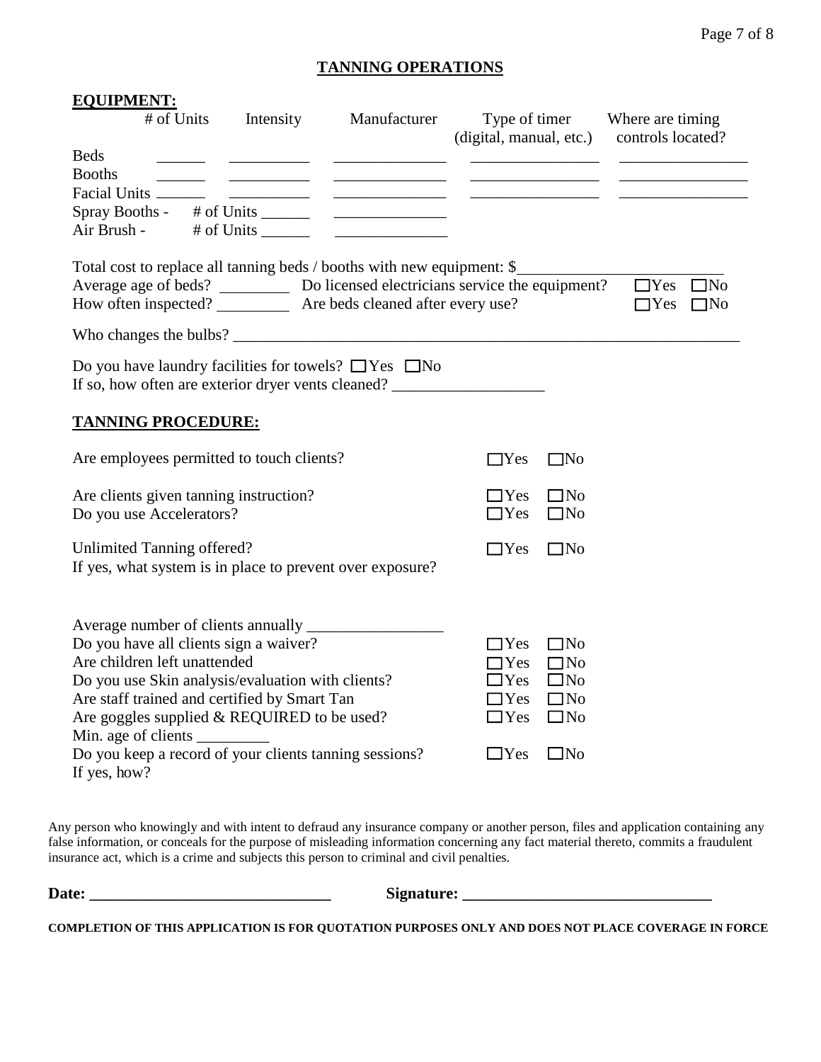## TANNING OPERATIONS

### EQUIPMENT:

| | # of Units | Intensity | Manufacturer | Type of timer (digital, manual, etc.) | Where are timing controls located? |
|---|---|---|---|---|---|
| Beds | ______ | __________ | ______________ | ________________ | ________________ |
| Booths | ______ | __________ | ______________ | ________________ | ________________ |
| Facial Units | ______ | __________ | ______________ | ________________ | ________________ |

Spray Booths - # of Units ______ ______________

Air Brush - # of Units ______ ______________

Total cost to replace all tanning beds / booths with new equipment: $________________________

Average age of beds? _________ Do licensed electricians service the equipment? ☐Yes ☐No

How often inspected? _________ Are beds cleaned after every use? ☐Yes ☐No

Who changes the bulbs? ______________________________________________________________

Do you have laundry facilities for towels? ☐Yes ☐No

If so, how often are exterior dryer vents cleaned? __________________

### TANNING PROCEDURE:

Are employees permitted to touch clients? ☐Yes ☐No

Are clients given tanning instruction? ☐Yes ☐No

Do you use Accelerators? ☐Yes ☐No

Unlimited Tanning offered? ☐Yes ☐No

If yes, what system is in place to prevent over exposure?

Average number of clients annually _________________

Do you have all clients sign a waiver? ☐Yes ☐No

Are children left unattended ☐Yes ☐No

Do you use Skin analysis/evaluation with clients? ☐Yes ☐No

Are staff trained and certified by Smart Tan ☐Yes ☐No

Are goggles supplied & REQUIRED to be used? ☐Yes ☐No

Min. age of clients _________

Do you keep a record of your clients tanning sessions? ☐Yes ☐No

If yes, how?

Any person who knowingly and with intent to defraud any insurance company or another person, files and application containing any false information, or conceals for the purpose of misleading information concerning any fact material thereto, commits a fraudulent insurance act, which is a crime and subjects this person to criminal and civil penalties.

**Date: ______________________________** **Signature: _______________________________**

**COMPLETION OF THIS APPLICATION IS FOR QUOTATION PURPOSES ONLY AND DOES NOT PLACE COVERAGE IN FORCE**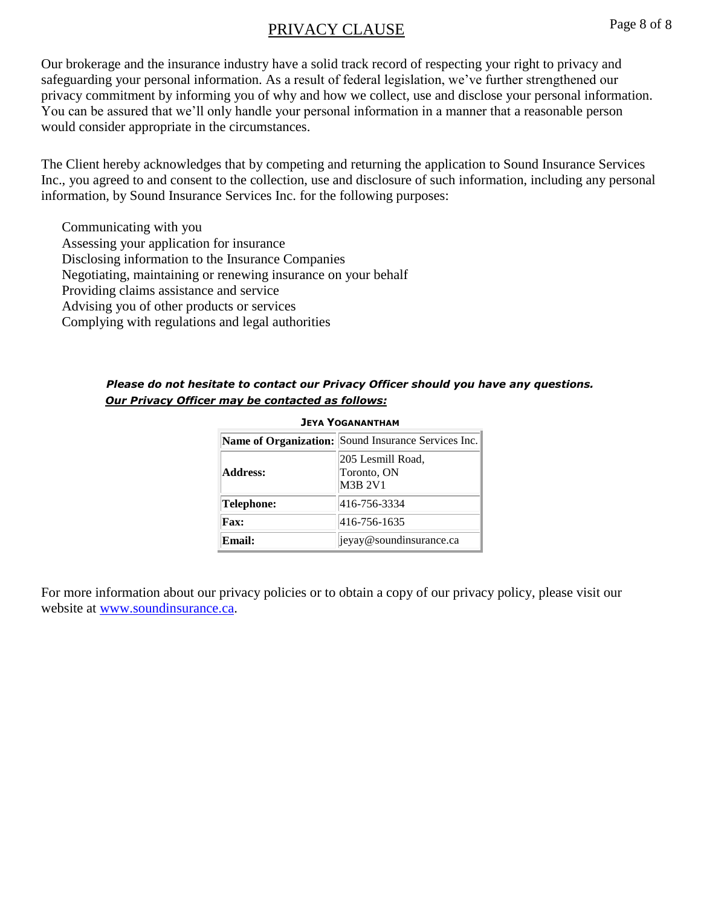# PRIVACY CLAUSE

Our brokerage and the insurance industry have a solid track record of respecting your right to privacy and safeguarding your personal information. As a result of federal legislation, we've further strengthened our privacy commitment by informing you of why and how we collect, use and disclose your personal information. You can be assured that we'll only handle your personal information in a manner that a reasonable person would consider appropriate in the circumstances.

The Client hereby acknowledges that by competing and returning the application to Sound Insurance Services Inc., you agreed to and consent to the collection, use and disclosure of such information, including any personal information, by Sound Insurance Services Inc. for the following purposes:

Communicating with you
Assessing your application for insurance
Disclosing information to the Insurance Companies
Negotiating, maintaining or renewing insurance on your behalf
Providing claims assistance and service
Advising you of other products or services
Complying with regulations and legal authorities

***Please do not hesitate to contact our Privacy Officer should you have any questions.***
***<u>Our Privacy Officer may be contacted as follows:</u>***

**JEYA YOGANANTHAM**

| | |
|---|---|
| **Name of Organization:** | Sound Insurance Services Inc. |
| **Address:** | 205 Lesmill Road, Toronto, ON M3B 2V1 |
| **Telephone:** | 416-756-3334 |
| **Fax:** | 416-756-1635 |
| **Email:** | jeyay@soundinsurance.ca |

For more information about our privacy policies or to obtain a copy of our privacy policy, please visit our website at www.soundinsurance.ca.